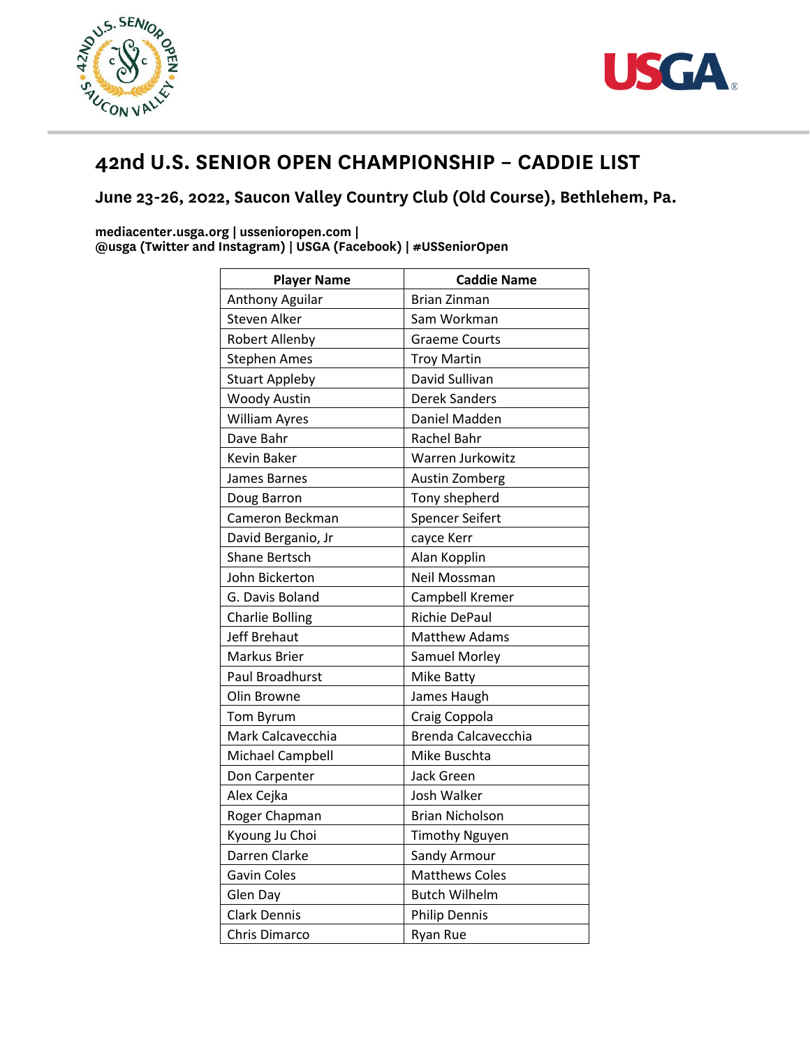# 42nd U.S. SENIOR OPEN CHAMPIONSHIP – CADDIE LIST

## June 23-26, 2022, Saucon Valley Country Club (Old Course), Bethlehem, Pa.

**mediacenter.usga.org | ussenioropen.com |**
**@usga (Twitter and Instagram) | USGA (Facebook) | #USSeniorOpen**

| Player Name | Caddie Name |
|---|---|
| Anthony Aguilar | Brian Zinman |
| Steven Alker | Sam Workman |
| Robert Allenby | Graeme Courts |
| Stephen Ames | Troy Martin |
| Stuart Appleby | David Sullivan |
| Woody Austin | Derek Sanders |
| William Ayres | Daniel Madden |
| Dave Bahr | Rachel Bahr |
| Kevin Baker | Warren Jurkowitz |
| James Barnes | Austin Zomberg |
| Doug Barron | Tony shepherd |
| Cameron Beckman | Spencer Seifert |
| David Berganio, Jr | cayce Kerr |
| Shane Bertsch | Alan Kopplin |
| John Bickerton | Neil Mossman |
| G. Davis Boland | Campbell Kremer |
| Charlie Bolling | Richie DePaul |
| Jeff Brehaut | Matthew Adams |
| Markus Brier | Samuel Morley |
| Paul Broadhurst | Mike Batty |
| Olin Browne | James Haugh |
| Tom Byrum | Craig Coppola |
| Mark Calcavecchia | Brenda Calcavecchia |
| Michael Campbell | Mike Buschta |
| Don Carpenter | Jack Green |
| Alex Cejka | Josh Walker |
| Roger Chapman | Brian Nicholson |
| Kyoung Ju Choi | Timothy Nguyen |
| Darren Clarke | Sandy Armour |
| Gavin Coles | Matthews Coles |
| Glen Day | Butch Wilhelm |
| Clark Dennis | Philip Dennis |
| Chris Dimarco | Ryan Rue |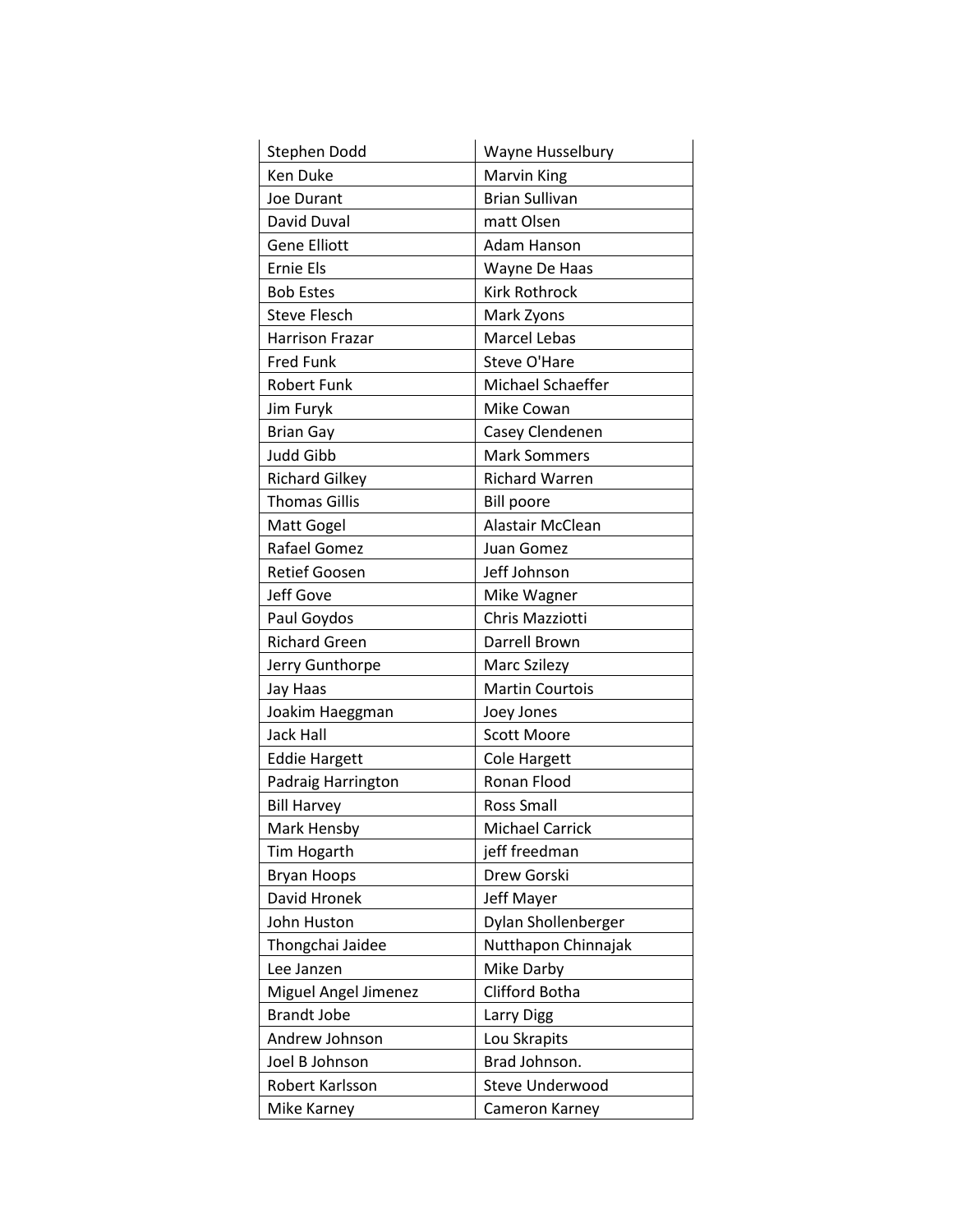| Stephen Dodd | Wayne Husselbury |
|---|---|
| Ken Duke | Marvin King |
| Joe Durant | Brian Sullivan |
| David Duval | matt Olsen |
| Gene Elliott | Adam Hanson |
| Ernie Els | Wayne De Haas |
| Bob Estes | Kirk Rothrock |
| Steve Flesch | Mark Zyons |
| Harrison Frazar | Marcel Lebas |
| Fred Funk | Steve O'Hare |
| Robert Funk | Michael Schaeffer |
| Jim Furyk | Mike Cowan |
| Brian Gay | Casey Clendenen |
| Judd Gibb | Mark Sommers |
| Richard Gilkey | Richard Warren |
| Thomas Gillis | Bill poore |
| Matt Gogel | Alastair McClean |
| Rafael Gomez | Juan Gomez |
| Retief Goosen | Jeff Johnson |
| Jeff Gove | Mike Wagner |
| Paul Goydos | Chris Mazziotti |
| Richard Green | Darrell Brown |
| Jerry Gunthorpe | Marc Szilezy |
| Jay Haas | Martin Courtois |
| Joakim Haeggman | Joey Jones |
| Jack Hall | Scott Moore |
| Eddie Hargett | Cole Hargett |
| Padraig Harrington | Ronan Flood |
| Bill Harvey | Ross Small |
| Mark Hensby | Michael Carrick |
| Tim Hogarth | jeff freedman |
| Bryan Hoops | Drew Gorski |
| David Hronek | Jeff Mayer |
| John Huston | Dylan Shollenberger |
| Thongchai Jaidee | Nutthapon Chinnajak |
| Lee Janzen | Mike Darby |
| Miguel Angel Jimenez | Clifford Botha |
| Brandt Jobe | Larry Digg |
| Andrew Johnson | Lou Skrapits |
| Joel B Johnson | Brad Johnson. |
| Robert Karlsson | Steve Underwood |
| Mike Karney | Cameron Karney |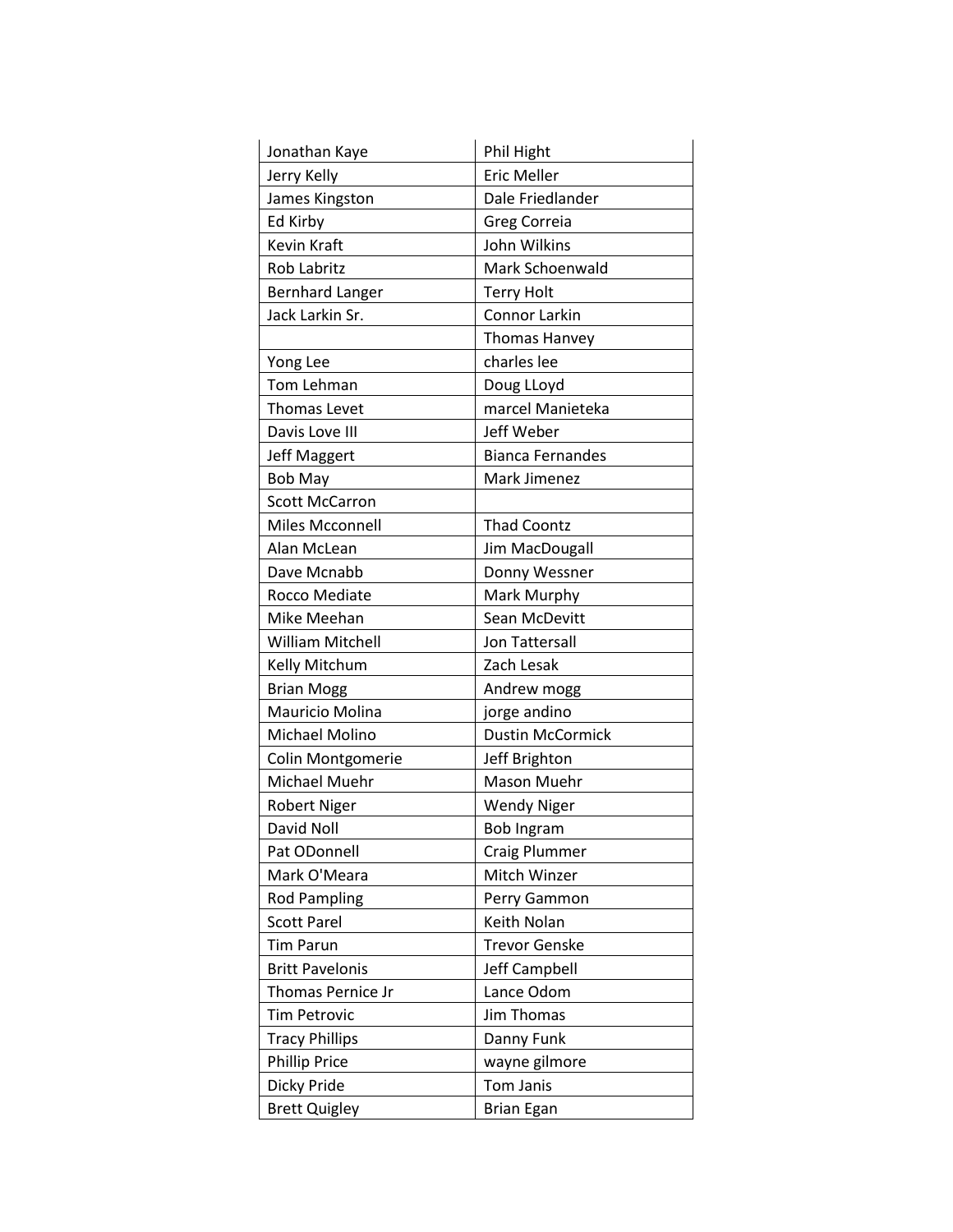| | |
|---|---|
| Jonathan Kaye | Phil Hight |
| Jerry Kelly | Eric Meller |
| James Kingston | Dale Friedlander |
| Ed Kirby | Greg Correia |
| Kevin Kraft | John Wilkins |
| Rob Labritz | Mark Schoenwald |
| Bernhard Langer | Terry Holt |
| Jack Larkin Sr. | Connor Larkin |
| | Thomas Hanvey |
| Yong Lee | charles lee |
| Tom Lehman | Doug LLoyd |
| Thomas Levet | marcel Manieteka |
| Davis Love III | Jeff Weber |
| Jeff Maggert | Bianca Fernandes |
| Bob May | Mark Jimenez |
| Scott McCarron | |
| Miles Mcconnell | Thad Coontz |
| Alan McLean | Jim MacDougall |
| Dave Mcnabb | Donny Wessner |
| Rocco Mediate | Mark Murphy |
| Mike Meehan | Sean McDevitt |
| William Mitchell | Jon Tattersall |
| Kelly Mitchum | Zach Lesak |
| Brian Mogg | Andrew mogg |
| Mauricio Molina | jorge andino |
| Michael Molino | Dustin McCormick |
| Colin Montgomerie | Jeff Brighton |
| Michael Muehr | Mason Muehr |
| Robert Niger | Wendy Niger |
| David Noll | Bob Ingram |
| Pat ODonnell | Craig Plummer |
| Mark O'Meara | Mitch Winzer |
| Rod Pampling | Perry Gammon |
| Scott Parel | Keith Nolan |
| Tim Parun | Trevor Genske |
| Britt Pavelonis | Jeff Campbell |
| Thomas Pernice Jr | Lance Odom |
| Tim Petrovic | Jim Thomas |
| Tracy Phillips | Danny Funk |
| Phillip Price | wayne gilmore |
| Dicky Pride | Tom Janis |
| Brett Quigley | Brian Egan |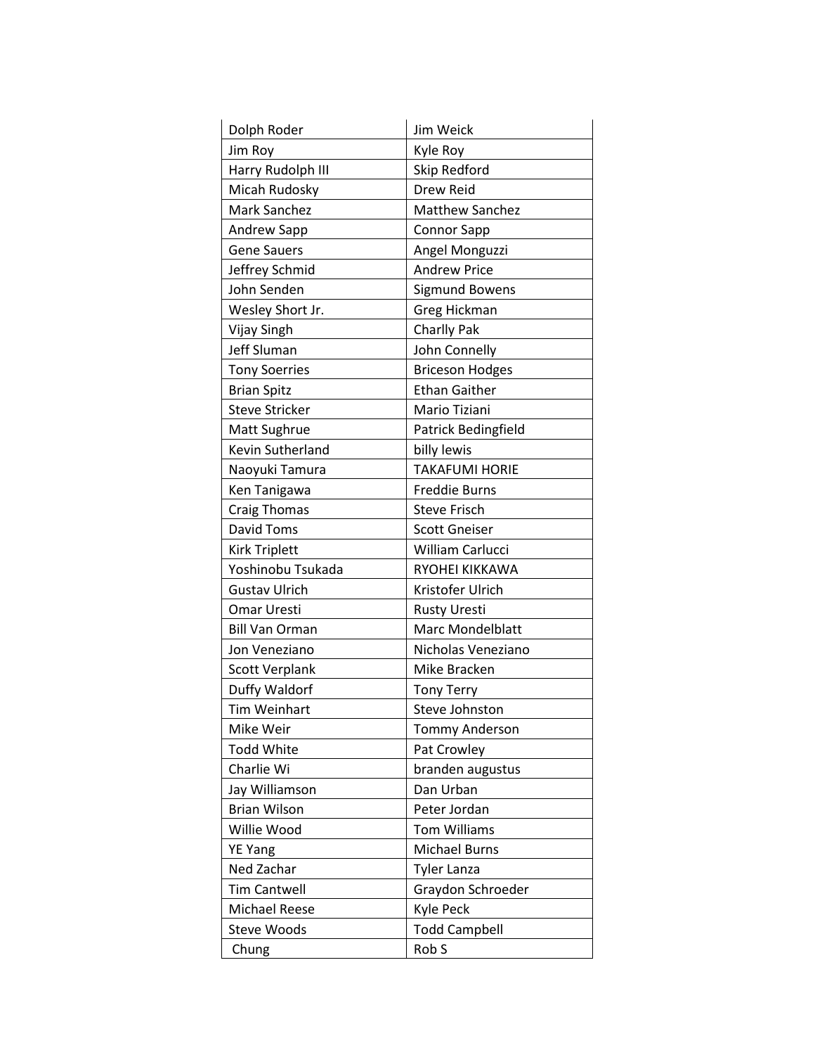| | |
|---|---|
| Dolph Roder | Jim Weick |
| Jim Roy | Kyle Roy |
| Harry Rudolph III | Skip Redford |
| Micah Rudosky | Drew Reid |
| Mark Sanchez | Matthew Sanchez |
| Andrew Sapp | Connor Sapp |
| Gene Sauers | Angel Monguzzi |
| Jeffrey Schmid | Andrew Price |
| John Senden | Sigmund Bowens |
| Wesley Short Jr. | Greg Hickman |
| Vijay Singh | Charlly Pak |
| Jeff Sluman | John Connelly |
| Tony Soerries | Briceson Hodges |
| Brian Spitz | Ethan Gaither |
| Steve Stricker | Mario Tiziani |
| Matt Sughrue | Patrick Bedingfield |
| Kevin Sutherland | billy lewis |
| Naoyuki Tamura | TAKAFUMI HORIE |
| Ken Tanigawa | Freddie Burns |
| Craig Thomas | Steve Frisch |
| David Toms | Scott Gneiser |
| Kirk Triplett | William Carlucci |
| Yoshinobu Tsukada | RYOHEI KIKKAWA |
| Gustav Ulrich | Kristofer Ulrich |
| Omar Uresti | Rusty Uresti |
| Bill Van Orman | Marc Mondelblatt |
| Jon Veneziano | Nicholas Veneziano |
| Scott Verplank | Mike Bracken |
| Duffy Waldorf | Tony Terry |
| Tim Weinhart | Steve Johnston |
| Mike Weir | Tommy Anderson |
| Todd White | Pat Crowley |
| Charlie Wi | branden augustus |
| Jay Williamson | Dan Urban |
| Brian Wilson | Peter Jordan |
| Willie Wood | Tom Williams |
| YE Yang | Michael Burns |
| Ned Zachar | Tyler Lanza |
| Tim Cantwell | Graydon Schroeder |
| Michael Reese | Kyle Peck |
| Steve Woods | Todd Campbell |
| Chung | Rob S |